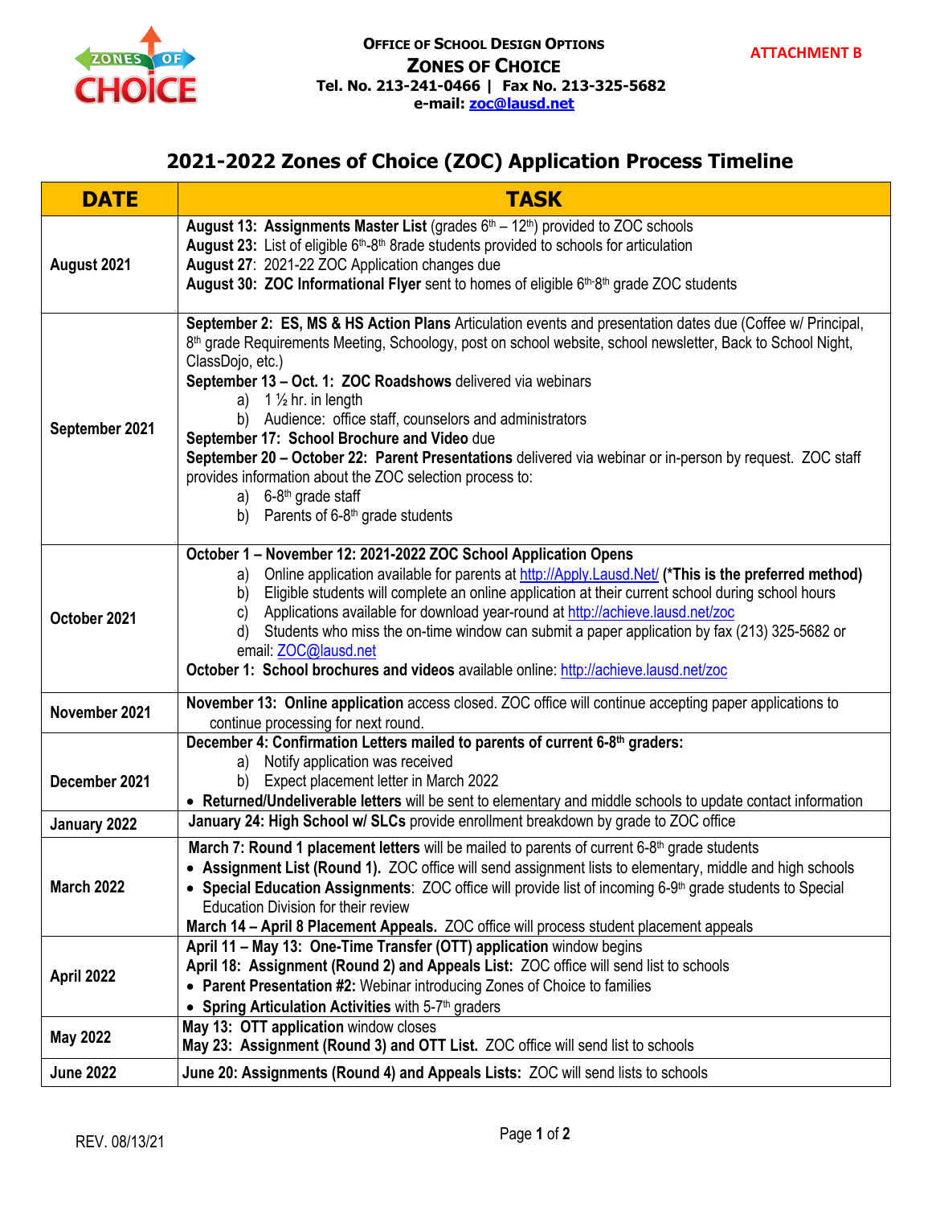**Office of School Design Options**
**Zones of Choice**
**Tel. No. 213-241-0466 | Fax No. 213-325-5682**
**e-mail: zoc@lausd.net**

**ATTACHMENT B**

# 2021-2022 Zones of Choice (ZOC) Application Process Timeline

| DATE | TASK |
|---|---|
| **August 2021** | **August 13: Assignments Master List** (grades 6th – 12th) provided to ZOC schools<br>**August 23:** List of eligible 6th-8th 8rade students provided to schools for articulation<br>**August 27**: 2021-22 ZOC Application changes due<br>**August 30: ZOC Informational Flyer** sent to homes of eligible 6th-8th grade ZOC students |
| **September 2021** | **September 2: ES, MS & HS Action Plans** Articulation events and presentation dates due (Coffee w/ Principal, 8th grade Requirements Meeting, Schoology, post on school website, school newsletter, Back to School Night, ClassDojo, etc.)<br>**September 13 – Oct. 1: ZOC Roadshows** delivered via webinars<br>a) 1 ½ hr. in length<br>b) Audience: office staff, counselors and administrators<br>**September 17: School Brochure and Video** due<br>**September 20 – October 22: Parent Presentations** delivered via webinar or in-person by request. ZOC staff provides information about the ZOC selection process to:<br>a) 6-8th grade staff<br>b) Parents of 6-8th grade students |
| **October 2021** | **October 1 – November 12: 2021-2022 ZOC School Application Opens**<br>a) Online application available for parents at http://Apply.Lausd.Net/ **(\*This is the preferred method)**<br>b) Eligible students will complete an online application at their current school during school hours<br>c) Applications available for download year-round at http://achieve.lausd.net/zoc<br>d) Students who miss the on-time window can submit a paper application by fax (213) 325-5682 or email: ZOC@lausd.net<br>**October 1: School brochures and videos** available online: http://achieve.lausd.net/zoc |
| **November 2021** | **November 13: Online application** access closed. ZOC office will continue accepting paper applications to continue processing for next round. |
| **December 2021** | **December 4: Confirmation Letters mailed to parents of current 6-8th graders:**<br>a) Notify application was received<br>b) Expect placement letter in March 2022<br>• **Returned/Undeliverable letters** will be sent to elementary and middle schools to update contact information |
| **January 2022** | **January 24: High School w/ SLCs** provide enrollment breakdown by grade to ZOC office |
| **March 2022** | **March 7: Round 1 placement letters** will be mailed to parents of current 6-8th grade students<br>• **Assignment List (Round 1).** ZOC office will send assignment lists to elementary, middle and high schools<br>• **Special Education Assignments**: ZOC office will provide list of incoming 6-9th grade students to Special Education Division for their review<br>**March 14 – April 8 Placement Appeals.** ZOC office will process student placement appeals |
| **April 2022** | **April 11 – May 13: One-Time Transfer (OTT) application** window begins<br>**April 18: Assignment (Round 2) and Appeals List:** ZOC office will send list to schools<br>• **Parent Presentation #2:** Webinar introducing Zones of Choice to families<br>• **Spring Articulation Activities** with 5-7th graders |
| **May 2022** | **May 13: OTT application** window closes<br>**May 23: Assignment (Round 3) and OTT List.** ZOC office will send list to schools |
| **June 2022** | **June 20: Assignments (Round 4) and Appeals Lists:** ZOC will send lists to schools |

REV. 08/13/21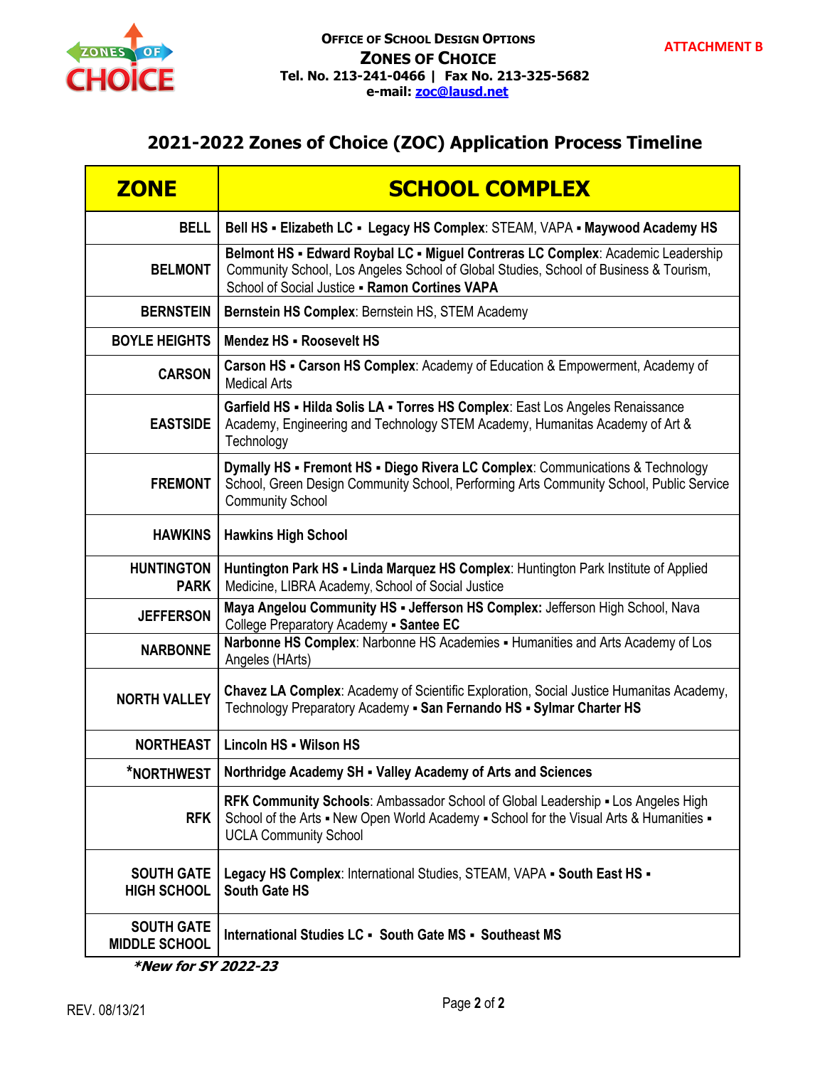**OFFICE OF SCHOOL DESIGN OPTIONS**
**ZONES OF CHOICE**
**Tel. No. 213-241-0466 | Fax No. 213-325-5682**
**e-mail: zoc@lausd.net**

ATTACHMENT B

## 2021-2022 Zones of Choice (ZOC) Application Process Timeline

| ZONE | SCHOOL COMPLEX |
|---|---|
| **BELL** | **Bell HS ▪ Elizabeth LC ▪ Legacy HS Complex**: STEAM, VAPA **▪ Maywood Academy HS** |
| **BELMONT** | **Belmont HS ▪ Edward Roybal LC ▪ Miguel Contreras LC Complex**: Academic Leadership Community School, Los Angeles School of Global Studies, School of Business & Tourism, School of Social Justice **▪ Ramon Cortines VAPA** |
| **BERNSTEIN** | **Bernstein HS Complex**: Bernstein HS, STEM Academy |
| **BOYLE HEIGHTS** | **Mendez HS ▪ Roosevelt HS** |
| **CARSON** | **Carson HS ▪ Carson HS Complex**: Academy of Education & Empowerment, Academy of Medical Arts |
| **EASTSIDE** | **Garfield HS ▪ Hilda Solis LA ▪ Torres HS Complex**: East Los Angeles Renaissance Academy, Engineering and Technology STEM Academy, Humanitas Academy of Art & Technology |
| **FREMONT** | **Dymally HS ▪ Fremont HS ▪ Diego Rivera LC Complex**: Communications & Technology School, Green Design Community School, Performing Arts Community School, Public Service Community School |
| **HAWKINS** | **Hawkins High School** |
| **HUNTINGTON PARK** | **Huntington Park HS ▪ Linda Marquez HS Complex**: Huntington Park Institute of Applied Medicine, LIBRA Academy, School of Social Justice |
| **JEFFERSON** | **Maya Angelou Community HS ▪ Jefferson HS Complex:** Jefferson High School, Nava College Preparatory Academy **▪ Santee EC** |
| **NARBONNE** | **Narbonne HS Complex**: Narbonne HS Academies ▪ Humanities and Arts Academy of Los Angeles (HArts) |
| **NORTH VALLEY** | **Chavez LA Complex**: Academy of Scientific Exploration, Social Justice Humanitas Academy, Technology Preparatory Academy **▪ San Fernando HS ▪ Sylmar Charter HS** |
| **NORTHEAST** | **Lincoln HS ▪ Wilson HS** |
| ***NORTHWEST** | **Northridge Academy SH ▪ Valley Academy of Arts and Sciences** |
| **RFK** | **RFK Community Schools**: Ambassador School of Global Leadership ▪ Los Angeles High School of the Arts ▪ New Open World Academy ▪ School for the Visual Arts & Humanities ▪ UCLA Community School |
| **SOUTH GATE HIGH SCHOOL** | **Legacy HS Complex**: International Studies, STEAM, VAPA **▪ South East HS ▪ South Gate HS** |
| **SOUTH GATE MIDDLE SCHOOL** | **International Studies LC ▪ South Gate MS ▪ Southeast MS** |

***New for SY 2022-23***

REV. 08/13/21